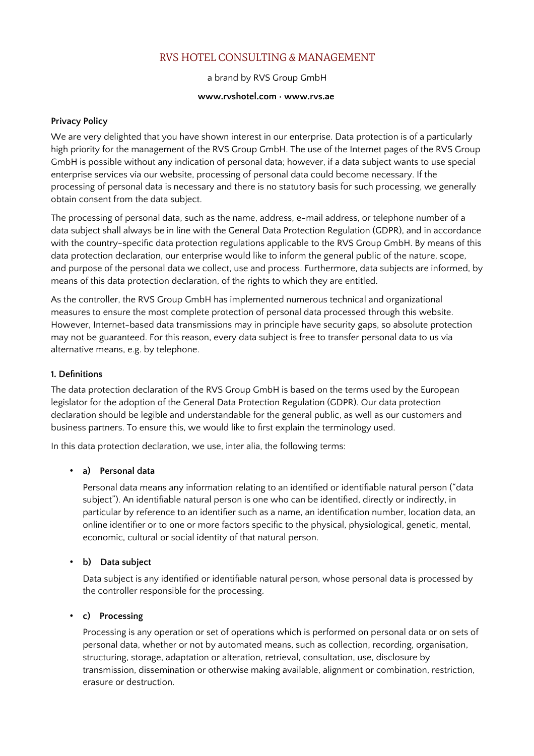# RVS HOTEL CONSULTING & MANAGEMENT

a brand by RVS Group GmbH

**www.rvshotel.com · www.rvs.ae**

**Privacy Policy**

We are very delighted that you have shown interest in our enterprise. Data protection is of a particularly high priority for the management of the RVS Group GmbH. The use of the Internet pages of the RVS Group GmbH is possible without any indication of personal data; however, if a data subject wants to use special enterprise services via our website, processing of personal data could become necessary. If the processing of personal data is necessary and there is no statutory basis for such processing, we generally obtain consent from the data subject.

The processing of personal data, such as the name, address, e-mail address, or telephone number of a data subject shall always be in line with the General Data Protection Regulation (GDPR), and in accordance with the country-specific data protection regulations applicable to the RVS Group GmbH. By means of this data protection declaration, our enterprise would like to inform the general public of the nature, scope, and purpose of the personal data we collect, use and process. Furthermore, data subjects are informed, by means of this data protection declaration, of the rights to which they are entitled.

As the controller, the RVS Group GmbH has implemented numerous technical and organizational measures to ensure the most complete protection of personal data processed through this website. However, Internet-based data transmissions may in principle have security gaps, so absolute protection may not be guaranteed. For this reason, every data subject is free to transfer personal data to us via alternative means, e.g. by telephone.

**1. Definitions**

The data protection declaration of the RVS Group GmbH is based on the terms used by the European legislator for the adoption of the General Data Protection Regulation (GDPR). Our data protection declaration should be legible and understandable for the general public, as well as our customers and business partners. To ensure this, we would like to first explain the terminology used.

In this data protection declaration, we use, inter alia, the following terms:

- **a) Personal data**

  Personal data means any information relating to an identified or identifiable natural person ("data subject"). An identifiable natural person is one who can be identified, directly or indirectly, in particular by reference to an identifier such as a name, an identification number, location data, an online identifier or to one or more factors specific to the physical, physiological, genetic, mental, economic, cultural or social identity of that natural person.

- **b) Data subject**

  Data subject is any identified or identifiable natural person, whose personal data is processed by the controller responsible for the processing.

- **c) Processing**

  Processing is any operation or set of operations which is performed on personal data or on sets of personal data, whether or not by automated means, such as collection, recording, organisation, structuring, storage, adaptation or alteration, retrieval, consultation, use, disclosure by transmission, dissemination or otherwise making available, alignment or combination, restriction, erasure or destruction.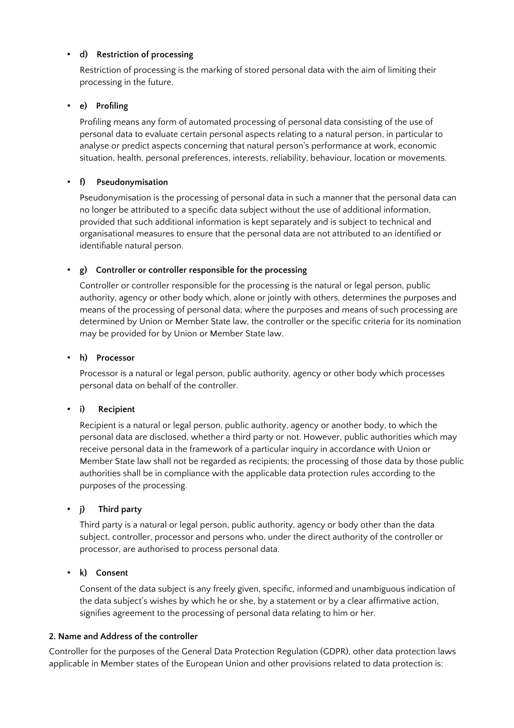- **d) Restriction of processing**

  Restriction of processing is the marking of stored personal data with the aim of limiting their processing in the future.

- **e) Profiling**

  Profiling means any form of automated processing of personal data consisting of the use of personal data to evaluate certain personal aspects relating to a natural person, in particular to analyse or predict aspects concerning that natural person's performance at work, economic situation, health, personal preferences, interests, reliability, behaviour, location or movements.

- **f) Pseudonymisation**

  Pseudonymisation is the processing of personal data in such a manner that the personal data can no longer be attributed to a specific data subject without the use of additional information, provided that such additional information is kept separately and is subject to technical and organisational measures to ensure that the personal data are not attributed to an identified or identifiable natural person.

- **g) Controller or controller responsible for the processing**

  Controller or controller responsible for the processing is the natural or legal person, public authority, agency or other body which, alone or jointly with others, determines the purposes and means of the processing of personal data; where the purposes and means of such processing are determined by Union or Member State law, the controller or the specific criteria for its nomination may be provided for by Union or Member State law.

- **h) Processor**

  Processor is a natural or legal person, public authority, agency or other body which processes personal data on behalf of the controller.

- **i) Recipient**

  Recipient is a natural or legal person, public authority, agency or another body, to which the personal data are disclosed, whether a third party or not. However, public authorities which may receive personal data in the framework of a particular inquiry in accordance with Union or Member State law shall not be regarded as recipients; the processing of those data by those public authorities shall be in compliance with the applicable data protection rules according to the purposes of the processing.

- **j) Third party**

  Third party is a natural or legal person, public authority, agency or body other than the data subject, controller, processor and persons who, under the direct authority of the controller or processor, are authorised to process personal data.

- **k) Consent**

  Consent of the data subject is any freely given, specific, informed and unambiguous indication of the data subject's wishes by which he or she, by a statement or by a clear affirmative action, signifies agreement to the processing of personal data relating to him or her.

**2. Name and Address of the controller**

Controller for the purposes of the General Data Protection Regulation (GDPR), other data protection laws applicable in Member states of the European Union and other provisions related to data protection is: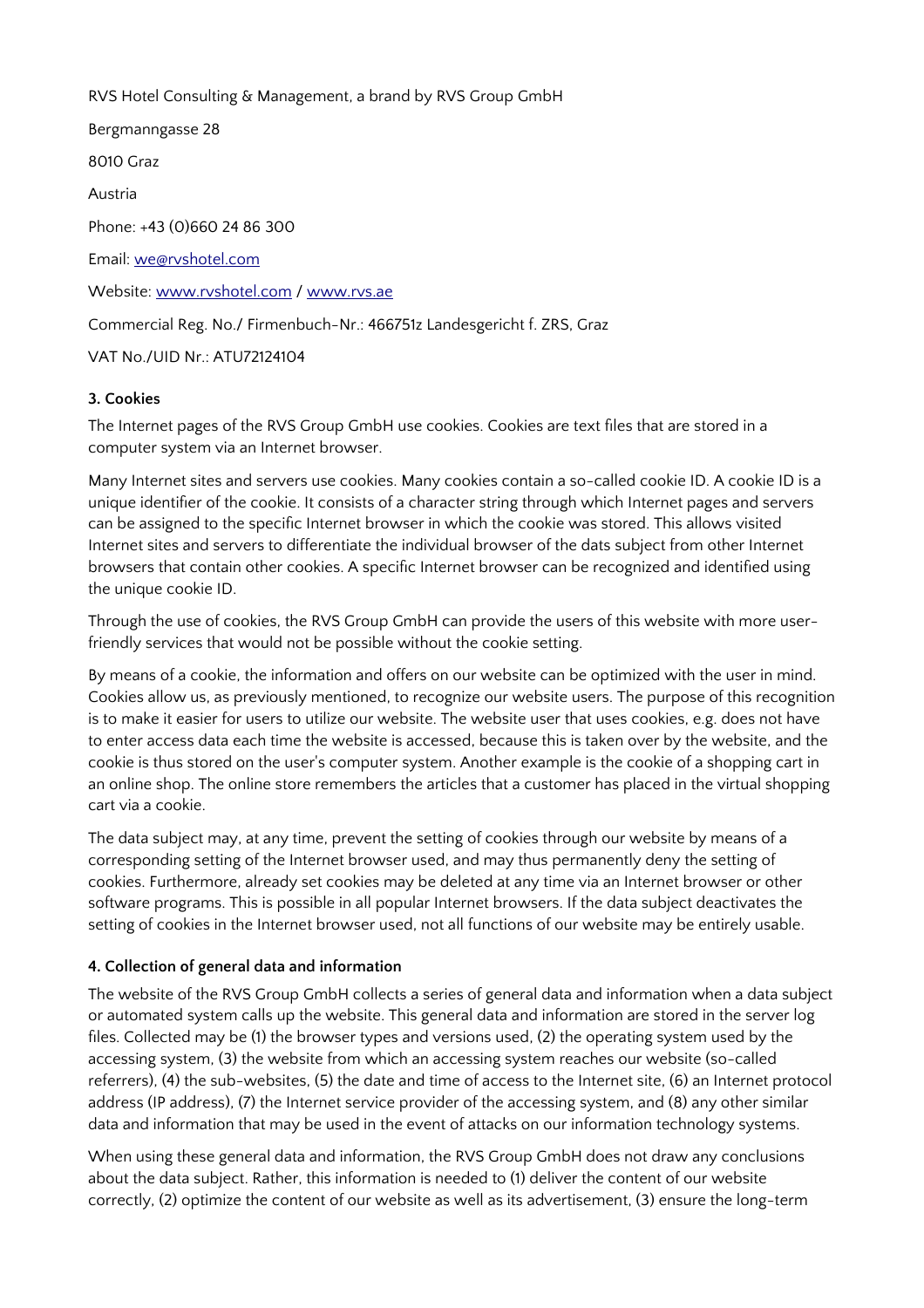RVS Hotel Consulting & Management, a brand by RVS Group GmbH

Bergmanngasse 28

8010 Graz

Austria

Phone: +43 (0)660 24 86 300

Email: we@rvshotel.com

Website: www.rvshotel.com / www.rvs.ae

Commercial Reg. No./ Firmenbuch-Nr.: 466751z Landesgericht f. ZRS, Graz

VAT No./UID Nr.: ATU72124104

#### 3. Cookies

The Internet pages of the RVS Group GmbH use cookies. Cookies are text files that are stored in a computer system via an Internet browser.

Many Internet sites and servers use cookies. Many cookies contain a so-called cookie ID. A cookie ID is a unique identifier of the cookie. It consists of a character string through which Internet pages and servers can be assigned to the specific Internet browser in which the cookie was stored. This allows visited Internet sites and servers to differentiate the individual browser of the dats subject from other Internet browsers that contain other cookies. A specific Internet browser can be recognized and identified using the unique cookie ID.

Through the use of cookies, the RVS Group GmbH can provide the users of this website with more user-friendly services that would not be possible without the cookie setting.

By means of a cookie, the information and offers on our website can be optimized with the user in mind. Cookies allow us, as previously mentioned, to recognize our website users. The purpose of this recognition is to make it easier for users to utilize our website. The website user that uses cookies, e.g. does not have to enter access data each time the website is accessed, because this is taken over by the website, and the cookie is thus stored on the user's computer system. Another example is the cookie of a shopping cart in an online shop. The online store remembers the articles that a customer has placed in the virtual shopping cart via a cookie.

The data subject may, at any time, prevent the setting of cookies through our website by means of a corresponding setting of the Internet browser used, and may thus permanently deny the setting of cookies. Furthermore, already set cookies may be deleted at any time via an Internet browser or other software programs. This is possible in all popular Internet browsers. If the data subject deactivates the setting of cookies in the Internet browser used, not all functions of our website may be entirely usable.

#### 4. Collection of general data and information

The website of the RVS Group GmbH collects a series of general data and information when a data subject or automated system calls up the website. This general data and information are stored in the server log files. Collected may be (1) the browser types and versions used, (2) the operating system used by the accessing system, (3) the website from which an accessing system reaches our website (so-called referrers), (4) the sub-websites, (5) the date and time of access to the Internet site, (6) an Internet protocol address (IP address), (7) the Internet service provider of the accessing system, and (8) any other similar data and information that may be used in the event of attacks on our information technology systems.

When using these general data and information, the RVS Group GmbH does not draw any conclusions about the data subject. Rather, this information is needed to (1) deliver the content of our website correctly, (2) optimize the content of our website as well as its advertisement, (3) ensure the long-term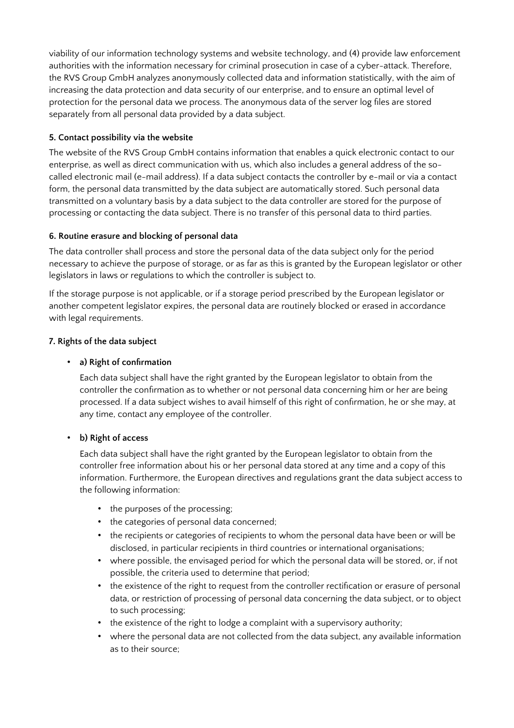viability of our information technology systems and website technology, and (4) provide law enforcement authorities with the information necessary for criminal prosecution in case of a cyber-attack. Therefore, the RVS Group GmbH analyzes anonymously collected data and information statistically, with the aim of increasing the data protection and data security of our enterprise, and to ensure an optimal level of protection for the personal data we process. The anonymous data of the server log files are stored separately from all personal data provided by a data subject.

#### 5. Contact possibility via the website

The website of the RVS Group GmbH contains information that enables a quick electronic contact to our enterprise, as well as direct communication with us, which also includes a general address of the so-called electronic mail (e-mail address). If a data subject contacts the controller by e-mail or via a contact form, the personal data transmitted by the data subject are automatically stored. Such personal data transmitted on a voluntary basis by a data subject to the data controller are stored for the purpose of processing or contacting the data subject. There is no transfer of this personal data to third parties.

#### 6. Routine erasure and blocking of personal data

The data controller shall process and store the personal data of the data subject only for the period necessary to achieve the purpose of storage, or as far as this is granted by the European legislator or other legislators in laws or regulations to which the controller is subject to.

If the storage purpose is not applicable, or if a storage period prescribed by the European legislator or another competent legislator expires, the personal data are routinely blocked or erased in accordance with legal requirements.

#### 7. Rights of the data subject

- **a) Right of confirmation**

  Each data subject shall have the right granted by the European legislator to obtain from the controller the confirmation as to whether or not personal data concerning him or her are being processed. If a data subject wishes to avail himself of this right of confirmation, he or she may, at any time, contact any employee of the controller.

- **b) Right of access**

  Each data subject shall have the right granted by the European legislator to obtain from the controller free information about his or her personal data stored at any time and a copy of this information. Furthermore, the European directives and regulations grant the data subject access to the following information:

  - the purposes of the processing;
  - the categories of personal data concerned;
  - the recipients or categories of recipients to whom the personal data have been or will be disclosed, in particular recipients in third countries or international organisations;
  - where possible, the envisaged period for which the personal data will be stored, or, if not possible, the criteria used to determine that period;
  - the existence of the right to request from the controller rectification or erasure of personal data, or restriction of processing of personal data concerning the data subject, or to object to such processing;
  - the existence of the right to lodge a complaint with a supervisory authority;
  - where the personal data are not collected from the data subject, any available information as to their source;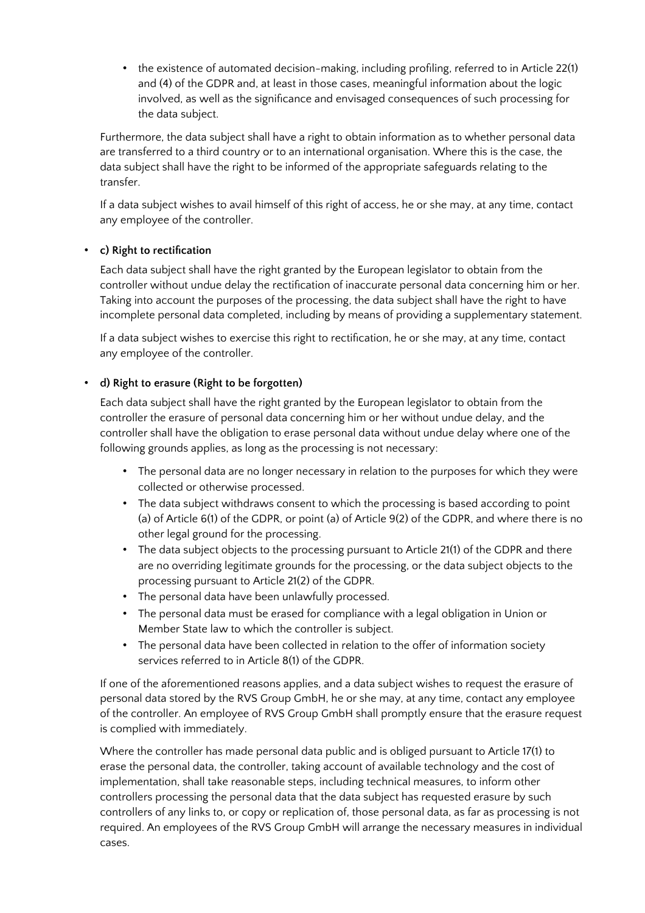- the existence of automated decision-making, including profiling, referred to in Article 22(1) and (4) of the GDPR and, at least in those cases, meaningful information about the logic involved, as well as the significance and envisaged consequences of such processing for the data subject.

Furthermore, the data subject shall have a right to obtain information as to whether personal data are transferred to a third country or to an international organisation. Where this is the case, the data subject shall have the right to be informed of the appropriate safeguards relating to the transfer.

If a data subject wishes to avail himself of this right of access, he or she may, at any time, contact any employee of the controller.

- **c) Right to rectification**

  Each data subject shall have the right granted by the European legislator to obtain from the controller without undue delay the rectification of inaccurate personal data concerning him or her. Taking into account the purposes of the processing, the data subject shall have the right to have incomplete personal data completed, including by means of providing a supplementary statement.

  If a data subject wishes to exercise this right to rectification, he or she may, at any time, contact any employee of the controller.

- **d) Right to erasure (Right to be forgotten)**

  Each data subject shall have the right granted by the European legislator to obtain from the controller the erasure of personal data concerning him or her without undue delay, and the controller shall have the obligation to erase personal data without undue delay where one of the following grounds applies, as long as the processing is not necessary:

  - The personal data are no longer necessary in relation to the purposes for which they were collected or otherwise processed.
  - The data subject withdraws consent to which the processing is based according to point (a) of Article 6(1) of the GDPR, or point (a) of Article 9(2) of the GDPR, and where there is no other legal ground for the processing.
  - The data subject objects to the processing pursuant to Article 21(1) of the GDPR and there are no overriding legitimate grounds for the processing, or the data subject objects to the processing pursuant to Article 21(2) of the GDPR.
  - The personal data have been unlawfully processed.
  - The personal data must be erased for compliance with a legal obligation in Union or Member State law to which the controller is subject.
  - The personal data have been collected in relation to the offer of information society services referred to in Article 8(1) of the GDPR.

  If one of the aforementioned reasons applies, and a data subject wishes to request the erasure of personal data stored by the RVS Group GmbH, he or she may, at any time, contact any employee of the controller. An employee of RVS Group GmbH shall promptly ensure that the erasure request is complied with immediately.

  Where the controller has made personal data public and is obliged pursuant to Article 17(1) to erase the personal data, the controller, taking account of available technology and the cost of implementation, shall take reasonable steps, including technical measures, to inform other controllers processing the personal data that the data subject has requested erasure by such controllers of any links to, or copy or replication of, those personal data, as far as processing is not required. An employees of the RVS Group GmbH will arrange the necessary measures in individual cases.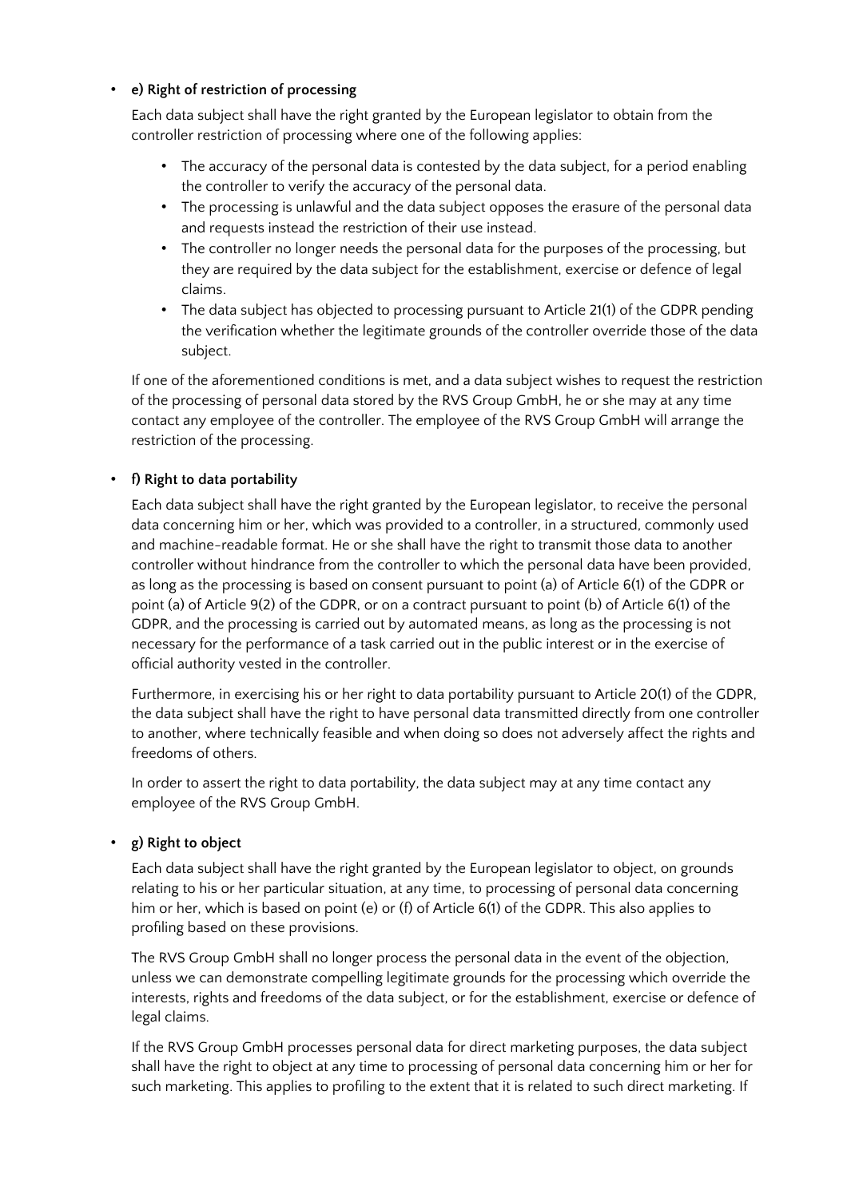- **e) Right of restriction of processing**

  Each data subject shall have the right granted by the European legislator to obtain from the controller restriction of processing where one of the following applies:

  - The accuracy of the personal data is contested by the data subject, for a period enabling the controller to verify the accuracy of the personal data.
  - The processing is unlawful and the data subject opposes the erasure of the personal data and requests instead the restriction of their use instead.
  - The controller no longer needs the personal data for the purposes of the processing, but they are required by the data subject for the establishment, exercise or defence of legal claims.
  - The data subject has objected to processing pursuant to Article 21(1) of the GDPR pending the verification whether the legitimate grounds of the controller override those of the data subject.

  If one of the aforementioned conditions is met, and a data subject wishes to request the restriction of the processing of personal data stored by the RVS Group GmbH, he or she may at any time contact any employee of the controller. The employee of the RVS Group GmbH will arrange the restriction of the processing.

- **f) Right to data portability**

  Each data subject shall have the right granted by the European legislator, to receive the personal data concerning him or her, which was provided to a controller, in a structured, commonly used and machine-readable format. He or she shall have the right to transmit those data to another controller without hindrance from the controller to which the personal data have been provided, as long as the processing is based on consent pursuant to point (a) of Article 6(1) of the GDPR or point (a) of Article 9(2) of the GDPR, or on a contract pursuant to point (b) of Article 6(1) of the GDPR, and the processing is carried out by automated means, as long as the processing is not necessary for the performance of a task carried out in the public interest or in the exercise of official authority vested in the controller.

  Furthermore, in exercising his or her right to data portability pursuant to Article 20(1) of the GDPR, the data subject shall have the right to have personal data transmitted directly from one controller to another, where technically feasible and when doing so does not adversely affect the rights and freedoms of others.

  In order to assert the right to data portability, the data subject may at any time contact any employee of the RVS Group GmbH.

- **g) Right to object**

  Each data subject shall have the right granted by the European legislator to object, on grounds relating to his or her particular situation, at any time, to processing of personal data concerning him or her, which is based on point (e) or (f) of Article 6(1) of the GDPR. This also applies to profiling based on these provisions.

  The RVS Group GmbH shall no longer process the personal data in the event of the objection, unless we can demonstrate compelling legitimate grounds for the processing which override the interests, rights and freedoms of the data subject, or for the establishment, exercise or defence of legal claims.

  If the RVS Group GmbH processes personal data for direct marketing purposes, the data subject shall have the right to object at any time to processing of personal data concerning him or her for such marketing. This applies to profiling to the extent that it is related to such direct marketing. If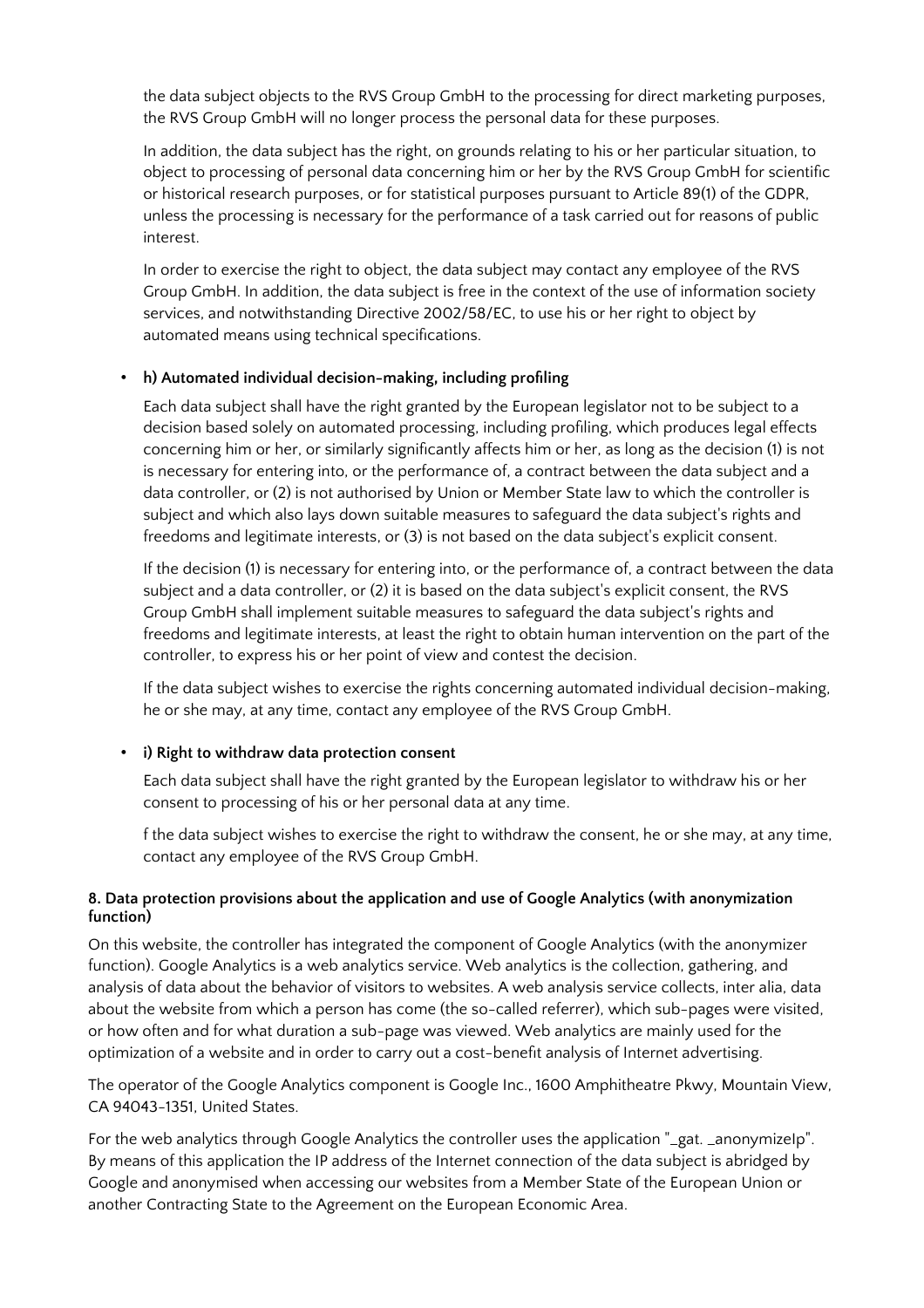the data subject objects to the RVS Group GmbH to the processing for direct marketing purposes, the RVS Group GmbH will no longer process the personal data for these purposes.

In addition, the data subject has the right, on grounds relating to his or her particular situation, to object to processing of personal data concerning him or her by the RVS Group GmbH for scientific or historical research purposes, or for statistical purposes pursuant to Article 89(1) of the GDPR, unless the processing is necessary for the performance of a task carried out for reasons of public interest.

In order to exercise the right to object, the data subject may contact any employee of the RVS Group GmbH. In addition, the data subject is free in the context of the use of information society services, and notwithstanding Directive 2002/58/EC, to use his or her right to object by automated means using technical specifications.

- **h) Automated individual decision-making, including profiling**

  Each data subject shall have the right granted by the European legislator not to be subject to a decision based solely on automated processing, including profiling, which produces legal effects concerning him or her, or similarly significantly affects him or her, as long as the decision (1) is not is necessary for entering into, or the performance of, a contract between the data subject and a data controller, or (2) is not authorised by Union or Member State law to which the controller is subject and which also lays down suitable measures to safeguard the data subject's rights and freedoms and legitimate interests, or (3) is not based on the data subject's explicit consent.

  If the decision (1) is necessary for entering into, or the performance of, a contract between the data subject and a data controller, or (2) it is based on the data subject's explicit consent, the RVS Group GmbH shall implement suitable measures to safeguard the data subject's rights and freedoms and legitimate interests, at least the right to obtain human intervention on the part of the controller, to express his or her point of view and contest the decision.

  If the data subject wishes to exercise the rights concerning automated individual decision-making, he or she may, at any time, contact any employee of the RVS Group GmbH.

- **i) Right to withdraw data protection consent**

  Each data subject shall have the right granted by the European legislator to withdraw his or her consent to processing of his or her personal data at any time.

  f the data subject wishes to exercise the right to withdraw the consent, he or she may, at any time, contact any employee of the RVS Group GmbH.

#### 8. Data protection provisions about the application and use of Google Analytics (with anonymization function)

On this website, the controller has integrated the component of Google Analytics (with the anonymizer function). Google Analytics is a web analytics service. Web analytics is the collection, gathering, and analysis of data about the behavior of visitors to websites. A web analysis service collects, inter alia, data about the website from which a person has come (the so-called referrer), which sub-pages were visited, or how often and for what duration a sub-page was viewed. Web analytics are mainly used for the optimization of a website and in order to carry out a cost-benefit analysis of Internet advertising.

The operator of the Google Analytics component is Google Inc., 1600 Amphitheatre Pkwy, Mountain View, CA 94043-1351, United States.

For the web analytics through Google Analytics the controller uses the application "_gat. _anonymizeIp". By means of this application the IP address of the Internet connection of the data subject is abridged by Google and anonymised when accessing our websites from a Member State of the European Union or another Contracting State to the Agreement on the European Economic Area.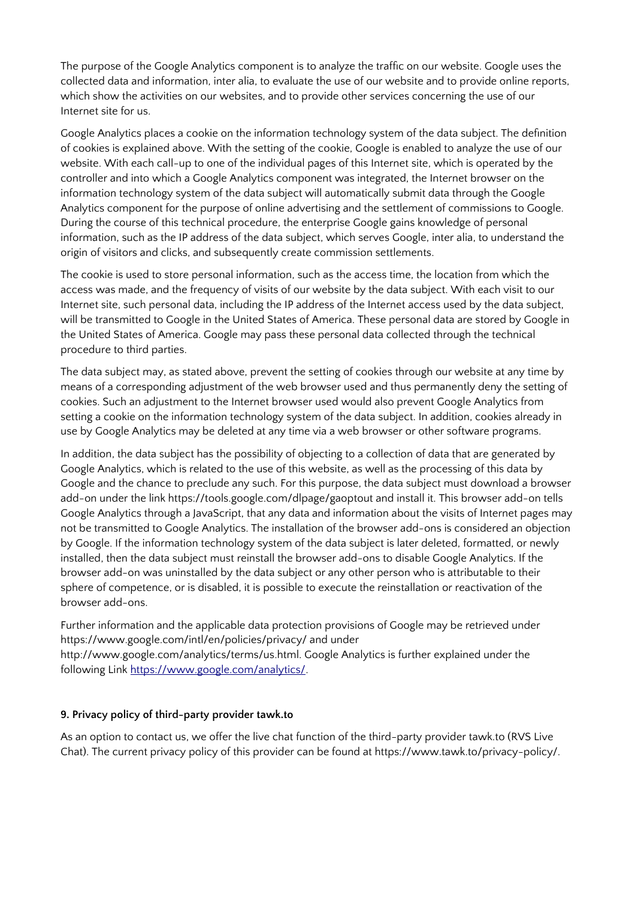The purpose of the Google Analytics component is to analyze the traffic on our website. Google uses the collected data and information, inter alia, to evaluate the use of our website and to provide online reports, which show the activities on our websites, and to provide other services concerning the use of our Internet site for us.

Google Analytics places a cookie on the information technology system of the data subject. The definition of cookies is explained above. With the setting of the cookie, Google is enabled to analyze the use of our website. With each call-up to one of the individual pages of this Internet site, which is operated by the controller and into which a Google Analytics component was integrated, the Internet browser on the information technology system of the data subject will automatically submit data through the Google Analytics component for the purpose of online advertising and the settlement of commissions to Google. During the course of this technical procedure, the enterprise Google gains knowledge of personal information, such as the IP address of the data subject, which serves Google, inter alia, to understand the origin of visitors and clicks, and subsequently create commission settlements.

The cookie is used to store personal information, such as the access time, the location from which the access was made, and the frequency of visits of our website by the data subject. With each visit to our Internet site, such personal data, including the IP address of the Internet access used by the data subject, will be transmitted to Google in the United States of America. These personal data are stored by Google in the United States of America. Google may pass these personal data collected through the technical procedure to third parties.

The data subject may, as stated above, prevent the setting of cookies through our website at any time by means of a corresponding adjustment of the web browser used and thus permanently deny the setting of cookies. Such an adjustment to the Internet browser used would also prevent Google Analytics from setting a cookie on the information technology system of the data subject. In addition, cookies already in use by Google Analytics may be deleted at any time via a web browser or other software programs.

In addition, the data subject has the possibility of objecting to a collection of data that are generated by Google Analytics, which is related to the use of this website, as well as the processing of this data by Google and the chance to preclude any such. For this purpose, the data subject must download a browser add-on under the link https://tools.google.com/dlpage/gaoptout and install it. This browser add-on tells Google Analytics through a JavaScript, that any data and information about the visits of Internet pages may not be transmitted to Google Analytics. The installation of the browser add-ons is considered an objection by Google. If the information technology system of the data subject is later deleted, formatted, or newly installed, then the data subject must reinstall the browser add-ons to disable Google Analytics. If the browser add-on was uninstalled by the data subject or any other person who is attributable to their sphere of competence, or is disabled, it is possible to execute the reinstallation or reactivation of the browser add-ons.

Further information and the applicable data protection provisions of Google may be retrieved under https://www.google.com/intl/en/policies/privacy/ and under http://www.google.com/analytics/terms/us.html. Google Analytics is further explained under the following Link [https://www.google.com/analytics/](https://www.google.com/analytics/).

**9. Privacy policy of third-party provider tawk.to**

As an option to contact us, we offer the live chat function of the third-party provider tawk.to (RVS Live Chat). The current privacy policy of this provider can be found at https://www.tawk.to/privacy-policy/.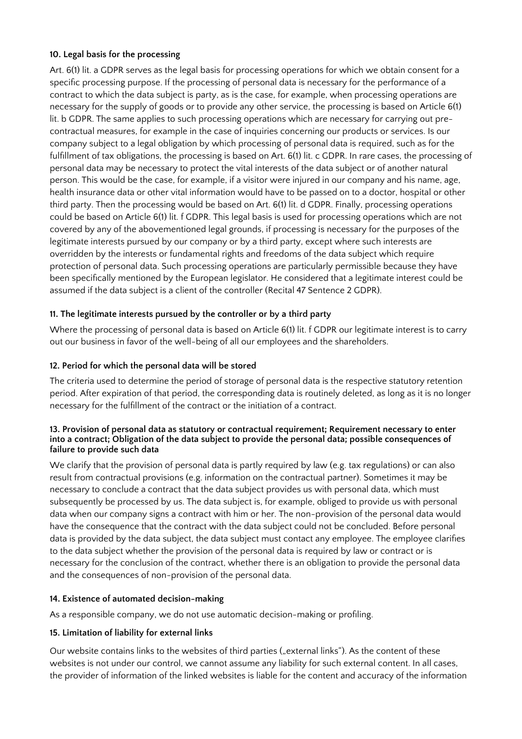#### 10. Legal basis for the processing

Art. 6(1) lit. a GDPR serves as the legal basis for processing operations for which we obtain consent for a specific processing purpose. If the processing of personal data is necessary for the performance of a contract to which the data subject is party, as is the case, for example, when processing operations are necessary for the supply of goods or to provide any other service, the processing is based on Article 6(1) lit. b GDPR. The same applies to such processing operations which are necessary for carrying out pre-contractual measures, for example in the case of inquiries concerning our products or services. Is our company subject to a legal obligation by which processing of personal data is required, such as for the fulfillment of tax obligations, the processing is based on Art. 6(1) lit. c GDPR. In rare cases, the processing of personal data may be necessary to protect the vital interests of the data subject or of another natural person. This would be the case, for example, if a visitor were injured in our company and his name, age, health insurance data or other vital information would have to be passed on to a doctor, hospital or other third party. Then the processing would be based on Art. 6(1) lit. d GDPR. Finally, processing operations could be based on Article 6(1) lit. f GDPR. This legal basis is used for processing operations which are not covered by any of the abovementioned legal grounds, if processing is necessary for the purposes of the legitimate interests pursued by our company or by a third party, except where such interests are overridden by the interests or fundamental rights and freedoms of the data subject which require protection of personal data. Such processing operations are particularly permissible because they have been specifically mentioned by the European legislator. He considered that a legitimate interest could be assumed if the data subject is a client of the controller (Recital 47 Sentence 2 GDPR).

#### 11. The legitimate interests pursued by the controller or by a third party

Where the processing of personal data is based on Article 6(1) lit. f GDPR our legitimate interest is to carry out our business in favor of the well-being of all our employees and the shareholders.

#### 12. Period for which the personal data will be stored

The criteria used to determine the period of storage of personal data is the respective statutory retention period. After expiration of that period, the corresponding data is routinely deleted, as long as it is no longer necessary for the fulfillment of the contract or the initiation of a contract.

#### 13. Provision of personal data as statutory or contractual requirement; Requirement necessary to enter into a contract; Obligation of the data subject to provide the personal data; possible consequences of failure to provide such data

We clarify that the provision of personal data is partly required by law (e.g. tax regulations) or can also result from contractual provisions (e.g. information on the contractual partner). Sometimes it may be necessary to conclude a contract that the data subject provides us with personal data, which must subsequently be processed by us. The data subject is, for example, obliged to provide us with personal data when our company signs a contract with him or her. The non-provision of the personal data would have the consequence that the contract with the data subject could not be concluded. Before personal data is provided by the data subject, the data subject must contact any employee. The employee clarifies to the data subject whether the provision of the personal data is required by law or contract or is necessary for the conclusion of the contract, whether there is an obligation to provide the personal data and the consequences of non-provision of the personal data.

#### 14. Existence of automated decision-making

As a responsible company, we do not use automatic decision-making or profiling.

#### 15. Limitation of liability for external links

Our website contains links to the websites of third parties („external links"). As the content of these websites is not under our control, we cannot assume any liability for such external content. In all cases, the provider of information of the linked websites is liable for the content and accuracy of the information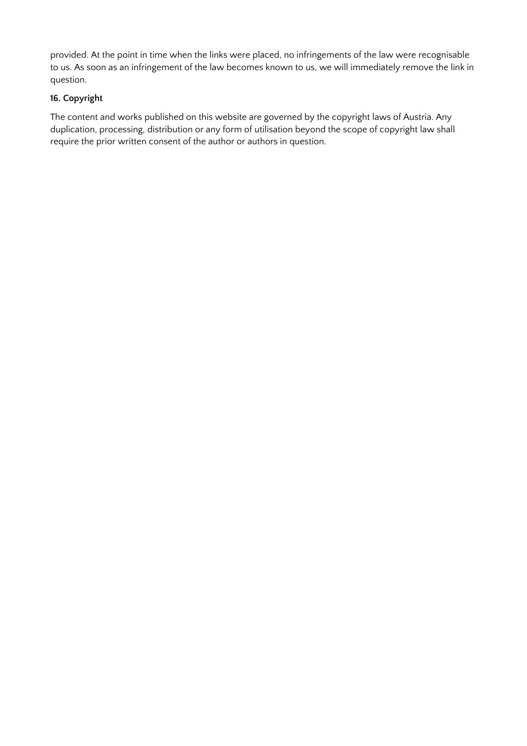provided. At the point in time when the links were placed, no infringements of the law were recognisable to us. As soon as an infringement of the law becomes known to us, we will immediately remove the link in question.

**16. Copyright**

The content and works published on this website are governed by the copyright laws of Austria. Any duplication, processing, distribution or any form of utilisation beyond the scope of copyright law shall require the prior written consent of the author or authors in question.